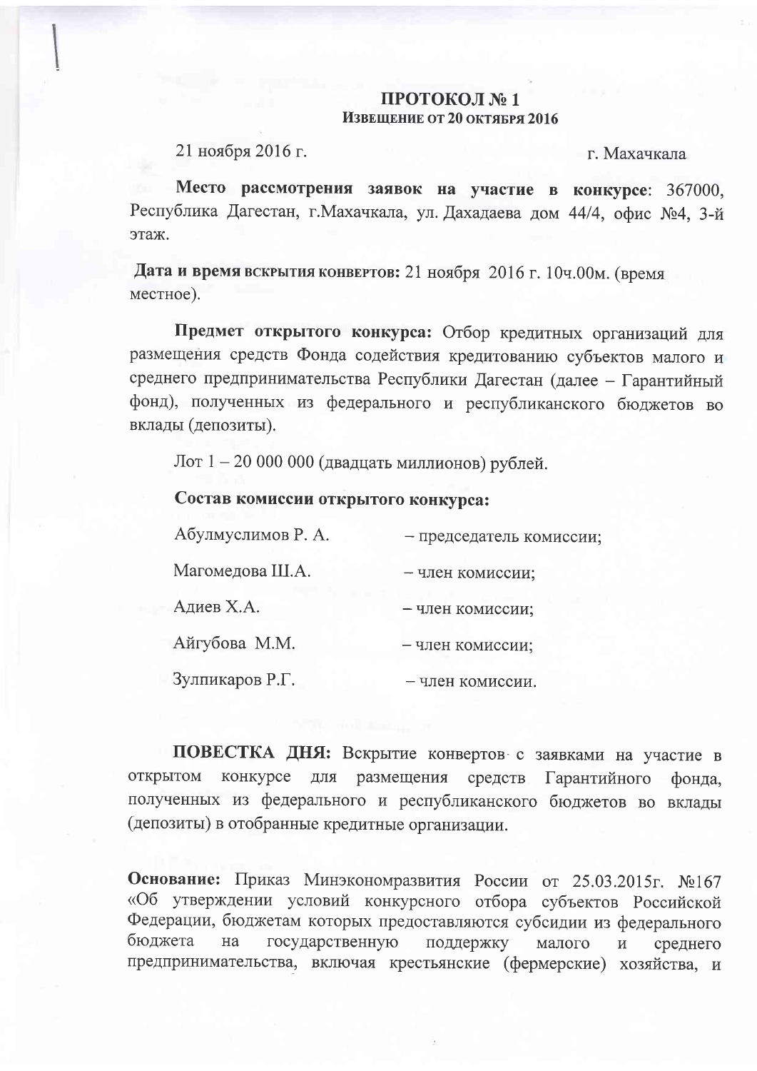# ПРОТОКОЛ № 1
## ИЗВЕЩЕНИЕ ОТ 20 ОКТЯБРЯ 2016

21 ноября 2016 г. г. Махачкала

**Место рассмотрения заявок на участие в конкурсе**: 367000, Республика Дагестан, г.Махачкала, ул. Дахадаева дом 44/4, офис №4, 3-й этаж.

**Дата и время вскрытия конвертов:** 21 ноября 2016 г. 10ч.00м. (время местное).

**Предмет открытого конкурса:** Отбор кредитных организаций для размещения средств Фонда содействия кредитованию субъектов малого и среднего предпринимательства Республики Дагестан (далее – Гарантийный фонд), полученных из федерального и республиканского бюджетов во вклады (депозиты).

Лот 1 – 20 000 000 (двадцать миллионов) рублей.

**Состав комиссии открытого конкурса:**

| | |
|---|---|
| Абулмуслимов Р. А. | – председатель комиссии; |
| Магомедова Ш.А. | – член комиссии; |
| Адиев Х.А. | – член комиссии; |
| Айгубова М.М. | – член комиссии; |
| Зулпикаров Р.Г. | – член комиссии. |

**ПОВЕСТКА ДНЯ:** Вскрытие конвертов с заявками на участие в открытом конкурсе для размещения средств Гарантийного фонда, полученных из федерального и республиканского бюджетов во вклады (депозиты) в отобранные кредитные организации.

**Основание:** Приказ Минэкономразвития России от 25.03.2015г. №167 «Об утверждении условий конкурсного отбора субъектов Российской Федерации, бюджетам которых предоставляются субсидии из федерального бюджета на государственную поддержку малого и среднего предпринимательства, включая крестьянские (фермерские) хозяйства, и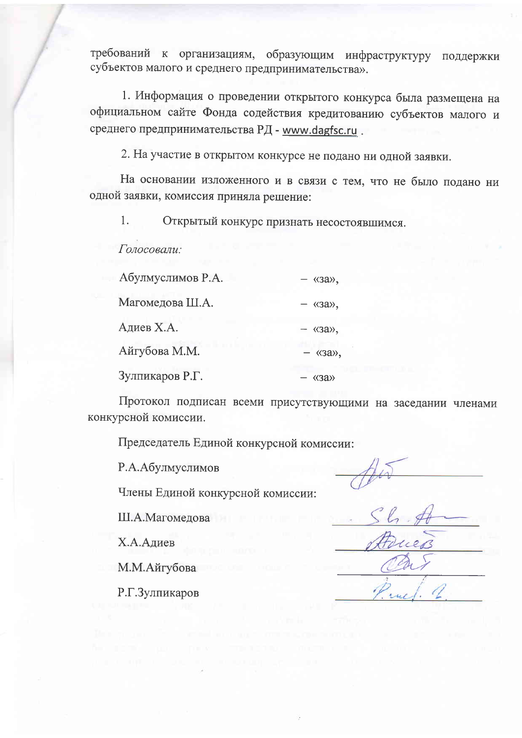требований к организациям, образующим инфраструктуру поддержки субъектов малого и среднего предпринимательства».

1. Информация о проведении открытого конкурса была размещена на официальном сайте Фонда содействия кредитованию субъектов малого и среднего предпринимательства РД - www.dagfsc.ru .

2. На участие в открытом конкурсе не подано ни одной заявки.

На основании изложенного и в связи с тем, что не было подано ни одной заявки, комиссия приняла решение:

1. Открытый конкурс признать несостоявшимся.

*Голосовали:*

| | |
|---|---|
| Абулмуслимов Р.А. | – «за», |
| Магомедова Ш.А. | – «за», |
| Адиев Х.А. | – «за», |
| Айгубова М.М. | – «за», |
| Зулпикаров Р.Г. | – «за» |

Протокол подписан всеми присутствующими на заседании членами конкурсной комиссии.

Председатель Единой конкурсной комиссии:

Р.А.Абулмуслимов _______________

Члены Единой конкурсной комиссии:

Ш.А.Магомедова _______________

Х.А.Адиев _______________

М.М.Айгубова _______________

Р.Г.Зулпикаров _______________